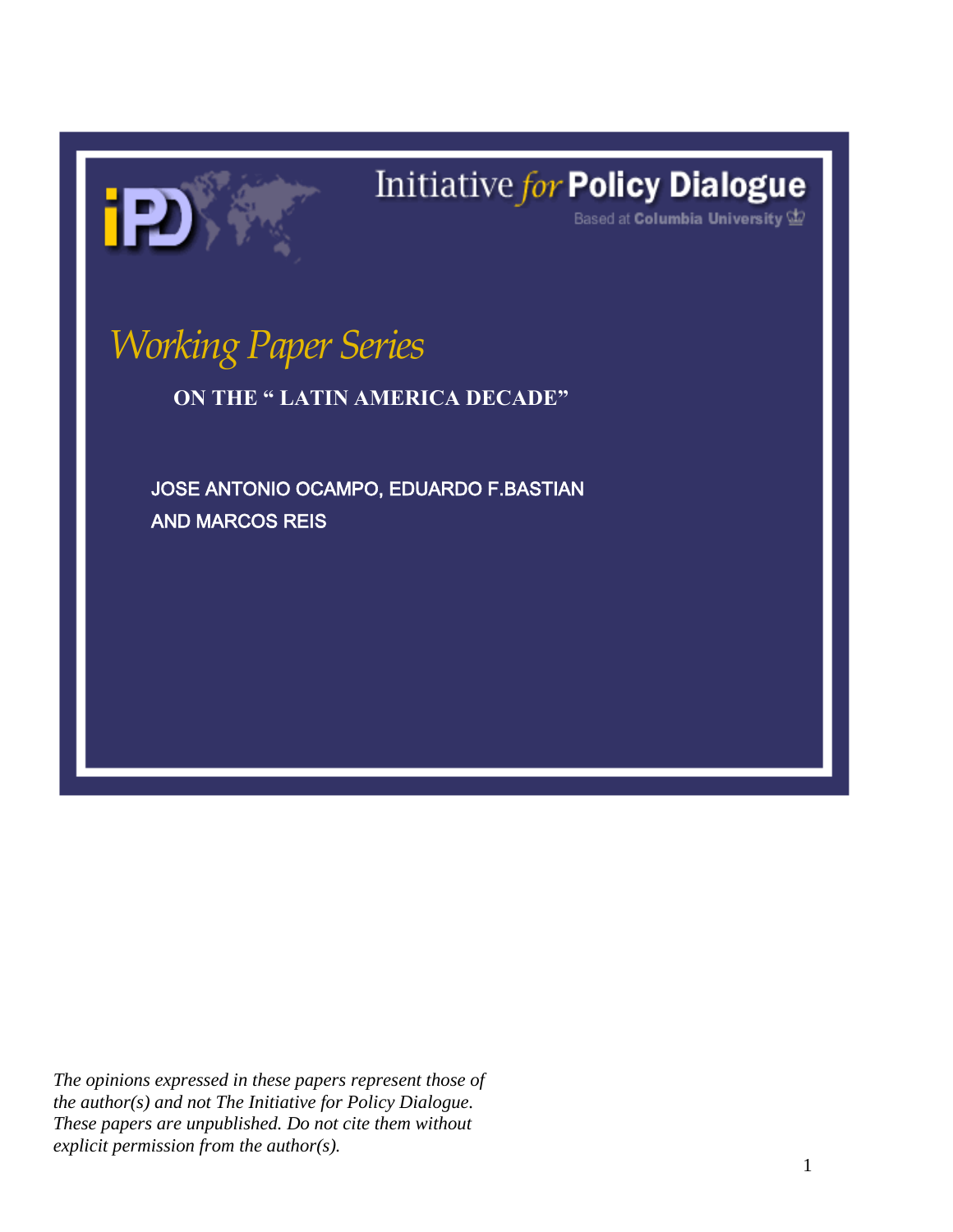Initiative *for* **Policy Dialogue**

Based at Columbia University

*Working Paper Series*

# ON THE " LATIN AMERICA DECADE"

JOSE ANTONIO OCAMPO, EDUARDO F.BASTIAN AND MARCOS REIS

*The opinions expressed in these papers represent those of the author(s) and not The Initiative for Policy Dialogue. These papers are unpublished. Do not cite them without explicit permission from the author(s).*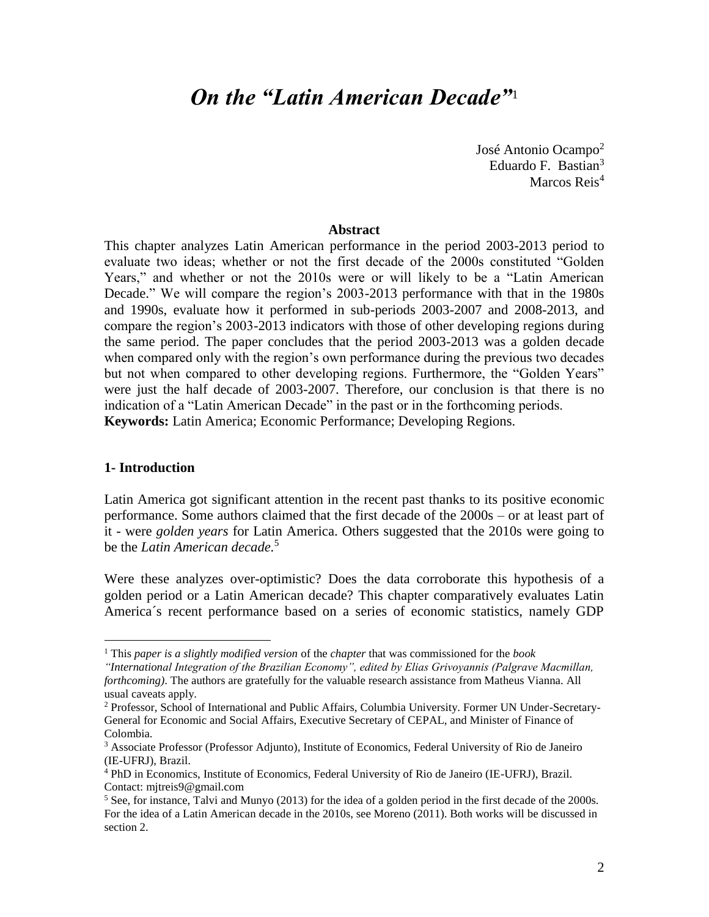# *On the "Latin American Decade"*[1]

José Antonio Ocampo[2]
Eduardo F. Bastian[3]
Marcos Reis[4]

**Abstract**

This chapter analyzes Latin American performance in the period 2003-2013 period to evaluate two ideas; whether or not the first decade of the 2000s constituted "Golden Years," and whether or not the 2010s were or will likely to be a "Latin American Decade." We will compare the region's 2003-2013 performance with that in the 1980s and 1990s, evaluate how it performed in sub-periods 2003-2007 and 2008-2013, and compare the region's 2003-2013 indicators with those of other developing regions during the same period. The paper concludes that the period 2003-2013 was a golden decade when compared only with the region's own performance during the previous two decades but not when compared to other developing regions. Furthermore, the "Golden Years" were just the half decade of 2003-2007. Therefore, our conclusion is that there is no indication of a "Latin American Decade" in the past or in the forthcoming periods.

**Keywords:** Latin America; Economic Performance; Developing Regions.

## 1- Introduction

Latin America got significant attention in the recent past thanks to its positive economic performance. Some authors claimed that the first decade of the 2000s – or at least part of it - were *golden years* for Latin America. Others suggested that the 2010s were going to be the *Latin American decade*.[5]

Were these analyzes over-optimistic? Does the data corroborate this hypothesis of a golden period or a Latin American decade? This chapter comparatively evaluates Latin America´s recent performance based on a series of economic statistics, namely GDP

---

[1] This *paper is a slightly modified version* of the *chapter* that was commissioned for the *book "International Integration of the Brazilian Economy", edited by Elias Grivoyannis (Palgrave Macmillan, forthcoming)*. The authors are gratefully for the valuable research assistance from Matheus Vianna. All usual caveats apply.

[2] Professor, School of International and Public Affairs, Columbia University. Former UN Under-Secretary-General for Economic and Social Affairs, Executive Secretary of CEPAL, and Minister of Finance of Colombia.

[3] Associate Professor (Professor Adjunto), Institute of Economics, Federal University of Rio de Janeiro (IE-UFRJ), Brazil.

[4] PhD in Economics, Institute of Economics, Federal University of Rio de Janeiro (IE-UFRJ), Brazil. Contact: mjtreis9@gmail.com

[5] See, for instance, Talvi and Munyo (2013) for the idea of a golden period in the first decade of the 2000s. For the idea of a Latin American decade in the 2010s, see Moreno (2011). Both works will be discussed in section 2.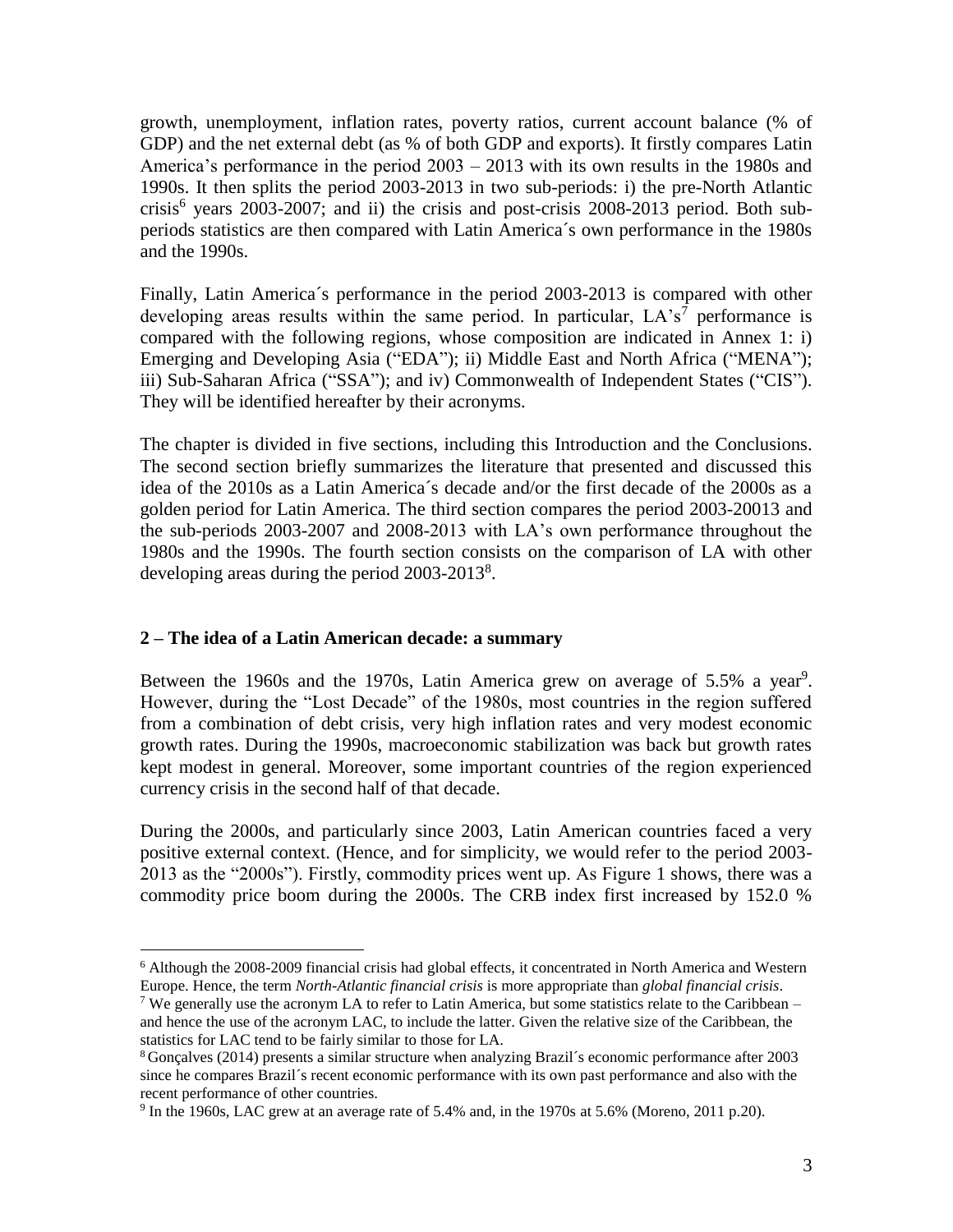growth, unemployment, inflation rates, poverty ratios, current account balance (% of GDP) and the net external debt (as % of both GDP and exports). It firstly compares Latin America's performance in the period 2003 – 2013 with its own results in the 1980s and 1990s. It then splits the period 2003-2013 in two sub-periods: i) the pre-North Atlantic crisis[6] years 2003-2007; and ii) the crisis and post-crisis 2008-2013 period. Both sub-periods statistics are then compared with Latin America´s own performance in the 1980s and the 1990s.

Finally, Latin America´s performance in the period 2003-2013 is compared with other developing areas results within the same period. In particular, LA's[7] performance is compared with the following regions, whose composition are indicated in Annex 1: i) Emerging and Developing Asia ("EDA"); ii) Middle East and North Africa ("MENA"); iii) Sub-Saharan Africa ("SSA"); and iv) Commonwealth of Independent States ("CIS"). They will be identified hereafter by their acronyms.

The chapter is divided in five sections, including this Introduction and the Conclusions. The second section briefly summarizes the literature that presented and discussed this idea of the 2010s as a Latin America´s decade and/or the first decade of the 2000s as a golden period for Latin America. The third section compares the period 2003-20013 and the sub-periods 2003-2007 and 2008-2013 with LA's own performance throughout the 1980s and the 1990s. The fourth section consists on the comparison of LA with other developing areas during the period 2003-2013[8].

## 2 – The idea of a Latin American decade: a summary

Between the 1960s and the 1970s, Latin America grew on average of 5.5% a year[9]. However, during the "Lost Decade" of the 1980s, most countries in the region suffered from a combination of debt crisis, very high inflation rates and very modest economic growth rates. During the 1990s, macroeconomic stabilization was back but growth rates kept modest in general. Moreover, some important countries of the region experienced currency crisis in the second half of that decade.

During the 2000s, and particularly since 2003, Latin American countries faced a very positive external context. (Hence, and for simplicity, we would refer to the period 2003-2013 as the "2000s"). Firstly, commodity prices went up. As Figure 1 shows, there was a commodity price boom during the 2000s. The CRB index first increased by 152.0 %

---

[6] Although the 2008-2009 financial crisis had global effects, it concentrated in North America and Western Europe. Hence, the term *North-Atlantic financial crisis* is more appropriate than *global financial crisis*.

[7] We generally use the acronym LA to refer to Latin America, but some statistics relate to the Caribbean – and hence the use of the acronym LAC, to include the latter. Given the relative size of the Caribbean, the statistics for LAC tend to be fairly similar to those for LA.

[8] Gonçalves (2014) presents a similar structure when analyzing Brazil´s economic performance after 2003 since he compares Brazil´s recent economic performance with its own past performance and also with the recent performance of other countries.

[9] In the 1960s, LAC grew at an average rate of 5.4% and, in the 1970s at 5.6% (Moreno, 2011 p.20).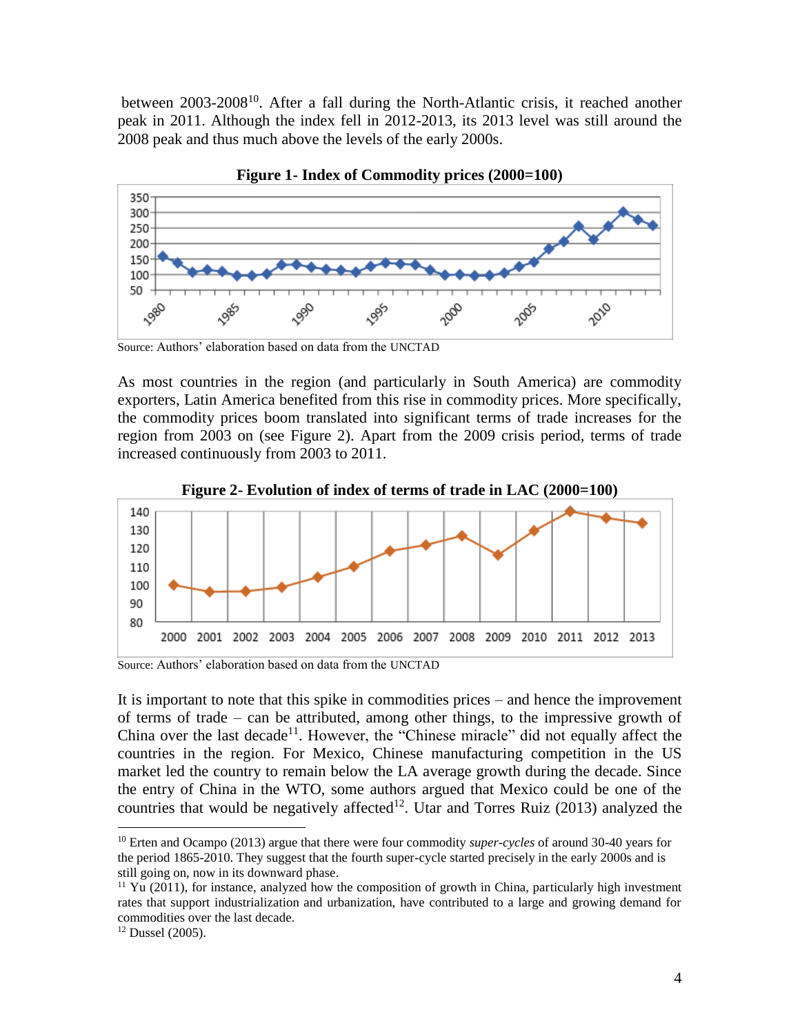between 2003-2008[10]. After a fall during the North-Atlantic crisis, it reached another peak in 2011. Although the index fell in 2012-2013, its 2013 level was still around the 2008 peak and thus much above the levels of the early 2000s.

**Figure 1- Index of Commodity prices (2000=100)**

350
300
250
200
150
100
50

1980 1985 1990 1995 2000 2005 2010

Source: Authors' elaboration based on data from the UNCTAD

As most countries in the region (and particularly in South America) are commodity exporters, Latin America benefited from this rise in commodity prices. More specifically, the commodity prices boom translated into significant terms of trade increases for the region from 2003 on (see Figure 2). Apart from the 2009 crisis period, terms of trade increased continuously from 2003 to 2011.

**Figure 2- Evolution of index of terms of trade in LAC (2000=100)**

140
130
120
110
100
90
80

2000 2001 2002 2003 2004 2005 2006 2007 2008 2009 2010 2011 2012 2013

Source: Authors' elaboration based on data from the UNCTAD

It is important to note that this spike in commodities prices – and hence the improvement of terms of trade – can be attributed, among other things, to the impressive growth of China over the last decade[11]. However, the "Chinese miracle" did not equally affect the countries in the region. For Mexico, Chinese manufacturing competition in the US market led the country to remain below the LA average growth during the decade. Since the entry of China in the WTO, some authors argued that Mexico could be one of the countries that would be negatively affected[12]. Utar and Torres Ruiz (2013) analyzed the

---

[10] Erten and Ocampo (2013) argue that there were four commodity *super-cycles* of around 30-40 years for the period 1865-2010. They suggest that the fourth super-cycle started precisely in the early 2000s and is still going on, now in its downward phase.

[11] Yu (2011), for instance, analyzed how the composition of growth in China, particularly high investment rates that support industrialization and urbanization, have contributed to a large and growing demand for commodities over the last decade.

[12] Dussel (2005).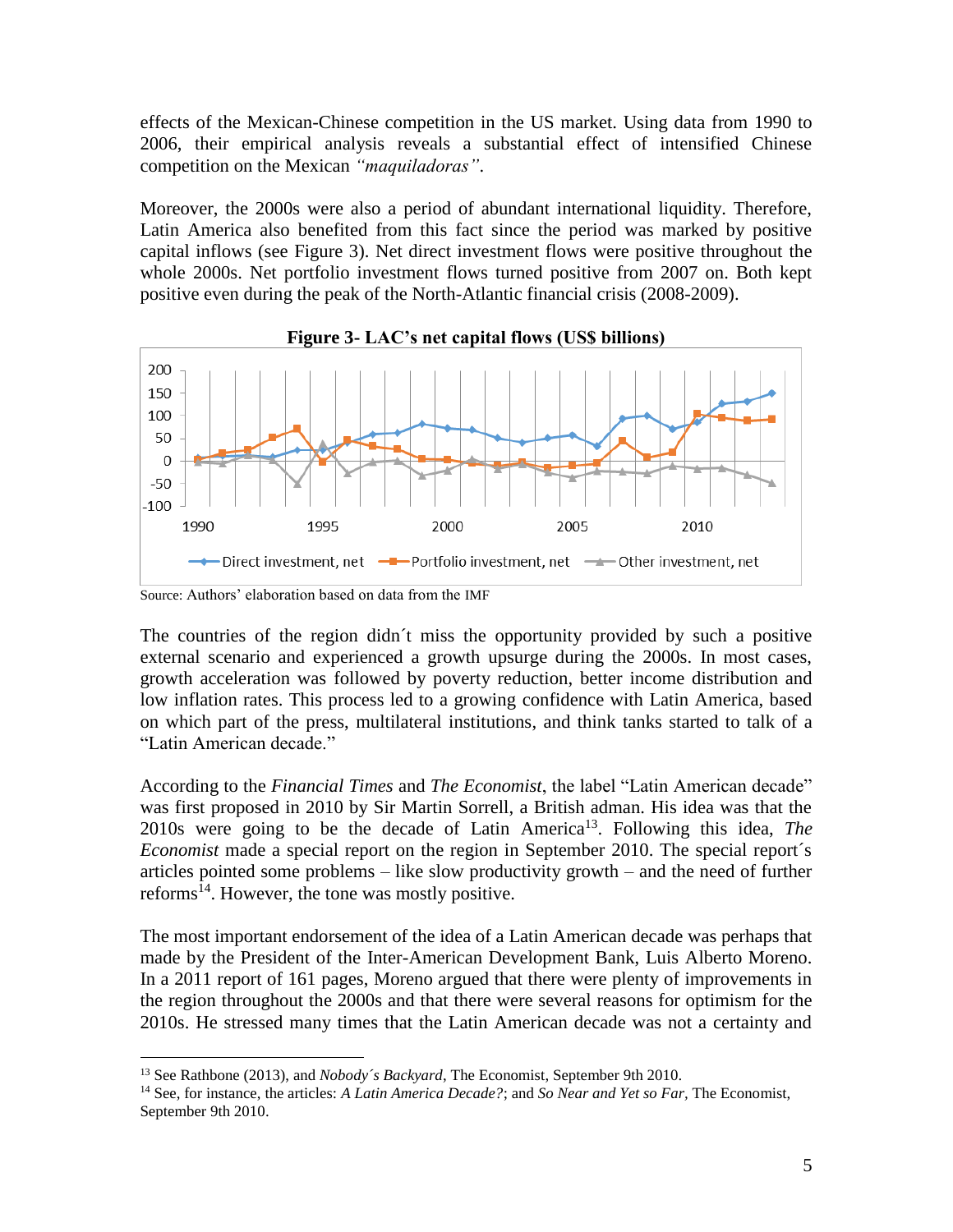effects of the Mexican-Chinese competition in the US market. Using data from 1990 to 2006, their empirical analysis reveals a substantial effect of intensified Chinese competition on the Mexican *"maquiladoras"*.

Moreover, the 2000s were also a period of abundant international liquidity. Therefore, Latin America also benefited from this fact since the period was marked by positive capital inflows (see Figure 3). Net direct investment flows were positive throughout the whole 2000s. Net portfolio investment flows turned positive from 2007 on. Both kept positive even during the peak of the North-Atlantic financial crisis (2008-2009).

**Figure 3- LAC's net capital flows (US$ billions)**

200
150
100
50
0
-50
-100

1990
1995
2000
2005
2010

Direct investment, net
Portfolio investment, net
Other investment, net

Source: Authors' elaboration based on data from the IMF

The countries of the region didn´t miss the opportunity provided by such a positive external scenario and experienced a growth upsurge during the 2000s. In most cases, growth acceleration was followed by poverty reduction, better income distribution and low inflation rates. This process led to a growing confidence with Latin America, based on which part of the press, multilateral institutions, and think tanks started to talk of a "Latin American decade."

According to the *Financial Times* and *The Economist*, the label "Latin American decade" was first proposed in 2010 by Sir Martin Sorrell, a British adman. His idea was that the 2010s were going to be the decade of Latin America[13]. Following this idea, *The Economist* made a special report on the region in September 2010. The special report´s articles pointed some problems – like slow productivity growth – and the need of further reforms[14]. However, the tone was mostly positive.

The most important endorsement of the idea of a Latin American decade was perhaps that made by the President of the Inter-American Development Bank, Luis Alberto Moreno. In a 2011 report of 161 pages, Moreno argued that there were plenty of improvements in the region throughout the 2000s and that there were several reasons for optimism for the 2010s. He stressed many times that the Latin American decade was not a certainty and

---

[13] See Rathbone (2013), and *Nobody´s Backyard*, The Economist, September 9th 2010.

[14] See, for instance, the articles: *A Latin America Decade?*; and *So Near and Yet so Far*, The Economist, September 9th 2010.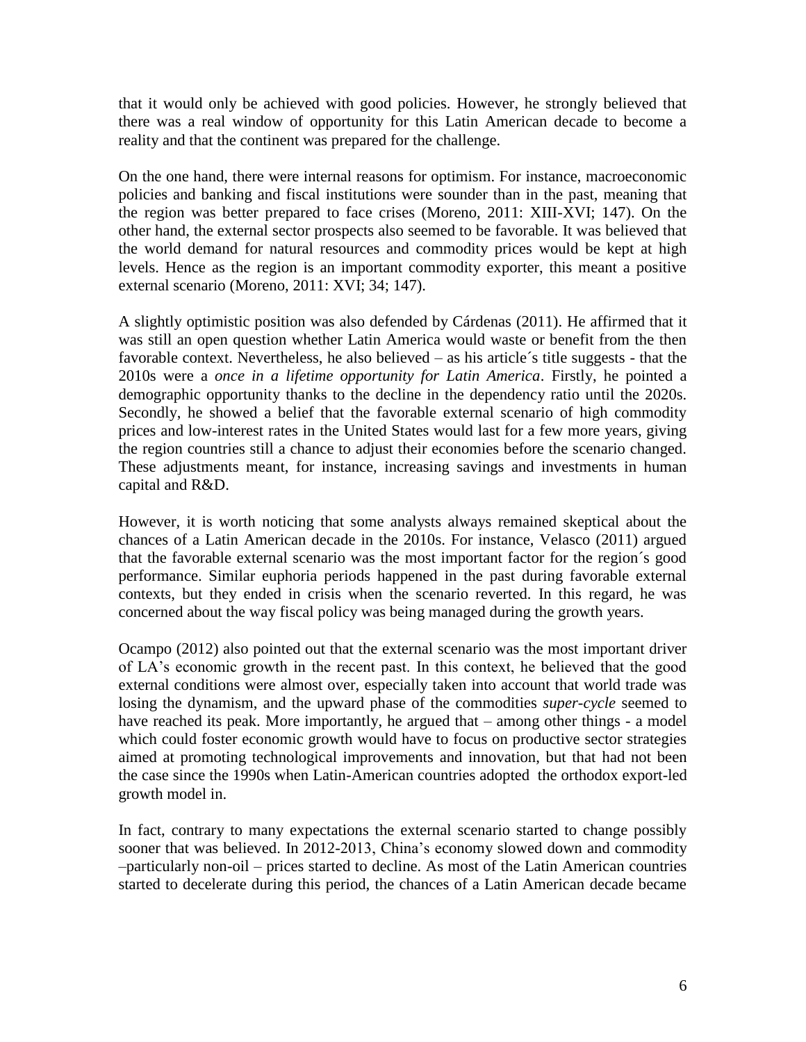that it would only be achieved with good policies. However, he strongly believed that there was a real window of opportunity for this Latin American decade to become a reality and that the continent was prepared for the challenge.

On the one hand, there were internal reasons for optimism. For instance, macroeconomic policies and banking and fiscal institutions were sounder than in the past, meaning that the region was better prepared to face crises (Moreno, 2011: XIII-XVI; 147). On the other hand, the external sector prospects also seemed to be favorable. It was believed that the world demand for natural resources and commodity prices would be kept at high levels. Hence as the region is an important commodity exporter, this meant a positive external scenario (Moreno, 2011: XVI; 34; 147).

A slightly optimistic position was also defended by Cárdenas (2011). He affirmed that it was still an open question whether Latin America would waste or benefit from the then favorable context. Nevertheless, he also believed – as his article´s title suggests - that the 2010s were a *once in a lifetime opportunity for Latin America*. Firstly, he pointed a demographic opportunity thanks to the decline in the dependency ratio until the 2020s. Secondly, he showed a belief that the favorable external scenario of high commodity prices and low-interest rates in the United States would last for a few more years, giving the region countries still a chance to adjust their economies before the scenario changed. These adjustments meant, for instance, increasing savings and investments in human capital and R&D.

However, it is worth noticing that some analysts always remained skeptical about the chances of a Latin American decade in the 2010s. For instance, Velasco (2011) argued that the favorable external scenario was the most important factor for the region´s good performance. Similar euphoria periods happened in the past during favorable external contexts, but they ended in crisis when the scenario reverted. In this regard, he was concerned about the way fiscal policy was being managed during the growth years.

Ocampo (2012) also pointed out that the external scenario was the most important driver of LA's economic growth in the recent past. In this context, he believed that the good external conditions were almost over, especially taken into account that world trade was losing the dynamism, and the upward phase of the commodities *super-cycle* seemed to have reached its peak. More importantly, he argued that – among other things - a model which could foster economic growth would have to focus on productive sector strategies aimed at promoting technological improvements and innovation, but that had not been the case since the 1990s when Latin-American countries adopted the orthodox export-led growth model in.

In fact, contrary to many expectations the external scenario started to change possibly sooner that was believed. In 2012-2013, China's economy slowed down and commodity –particularly non-oil – prices started to decline. As most of the Latin American countries started to decelerate during this period, the chances of a Latin American decade became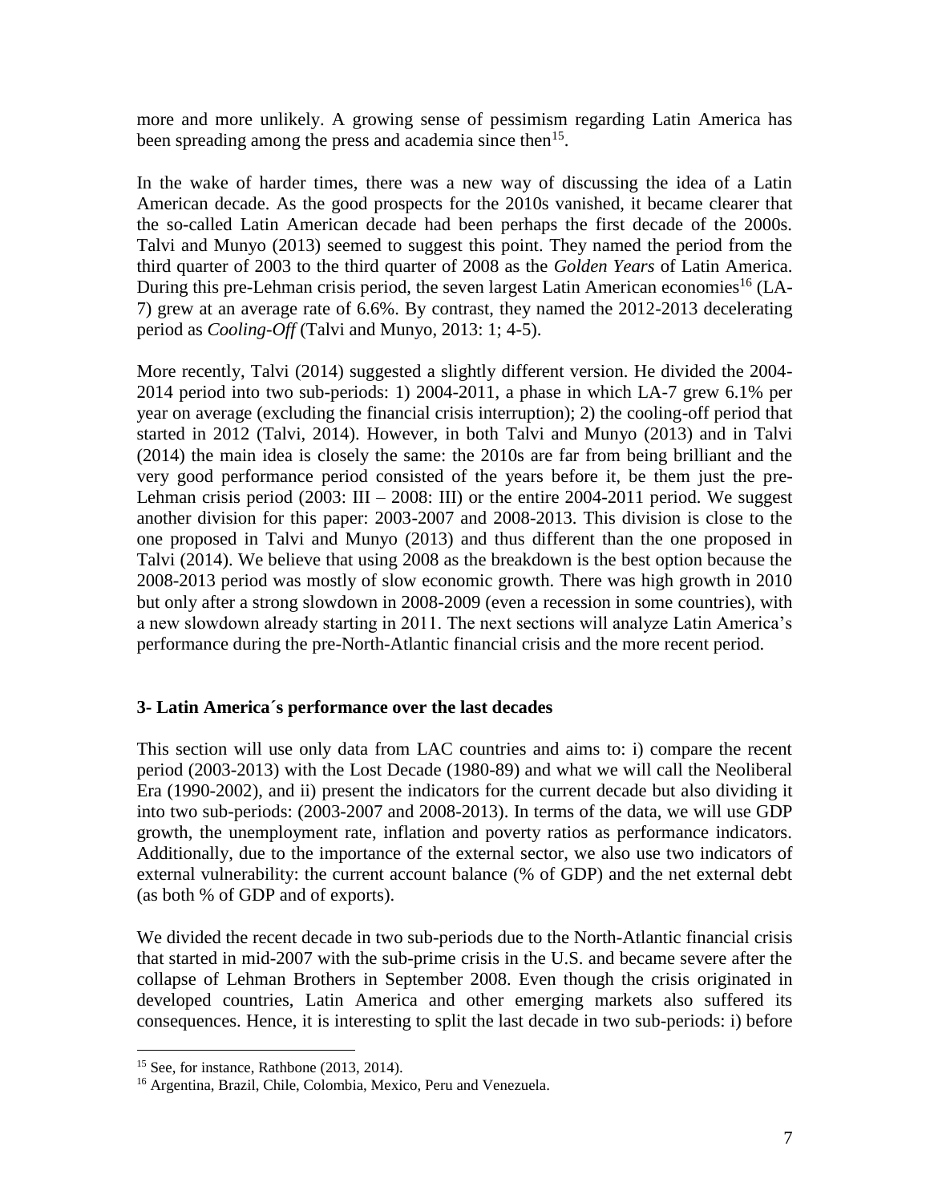more and more unlikely. A growing sense of pessimism regarding Latin America has been spreading among the press and academia since then[15].

In the wake of harder times, there was a new way of discussing the idea of a Latin American decade. As the good prospects for the 2010s vanished, it became clearer that the so-called Latin American decade had been perhaps the first decade of the 2000s. Talvi and Munyo (2013) seemed to suggest this point. They named the period from the third quarter of 2003 to the third quarter of 2008 as the *Golden Years* of Latin America. During this pre-Lehman crisis period, the seven largest Latin American economies[16] (LA-7) grew at an average rate of 6.6%. By contrast, they named the 2012-2013 decelerating period as *Cooling-Off* (Talvi and Munyo, 2013: 1; 4-5).

More recently, Talvi (2014) suggested a slightly different version. He divided the 2004-2014 period into two sub-periods: 1) 2004-2011, a phase in which LA-7 grew 6.1% per year on average (excluding the financial crisis interruption); 2) the cooling-off period that started in 2012 (Talvi, 2014). However, in both Talvi and Munyo (2013) and in Talvi (2014) the main idea is closely the same: the 2010s are far from being brilliant and the very good performance period consisted of the years before it, be them just the pre-Lehman crisis period (2003: III – 2008: III) or the entire 2004-2011 period. We suggest another division for this paper: 2003-2007 and 2008-2013. This division is close to the one proposed in Talvi and Munyo (2013) and thus different than the one proposed in Talvi (2014). We believe that using 2008 as the breakdown is the best option because the 2008-2013 period was mostly of slow economic growth. There was high growth in 2010 but only after a strong slowdown in 2008-2009 (even a recession in some countries), with a new slowdown already starting in 2011. The next sections will analyze Latin America's performance during the pre-North-Atlantic financial crisis and the more recent period.

## 3- Latin America´s performance over the last decades

This section will use only data from LAC countries and aims to: i) compare the recent period (2003-2013) with the Lost Decade (1980-89) and what we will call the Neoliberal Era (1990-2002), and ii) present the indicators for the current decade but also dividing it into two sub-periods: (2003-2007 and 2008-2013). In terms of the data, we will use GDP growth, the unemployment rate, inflation and poverty ratios as performance indicators. Additionally, due to the importance of the external sector, we also use two indicators of external vulnerability: the current account balance (% of GDP) and the net external debt (as both % of GDP and of exports).

We divided the recent decade in two sub-periods due to the North-Atlantic financial crisis that started in mid-2007 with the sub-prime crisis in the U.S. and became severe after the collapse of Lehman Brothers in September 2008. Even though the crisis originated in developed countries, Latin America and other emerging markets also suffered its consequences. Hence, it is interesting to split the last decade in two sub-periods: i) before

[15] See, for instance, Rathbone (2013, 2014).

[16] Argentina, Brazil, Chile, Colombia, Mexico, Peru and Venezuela.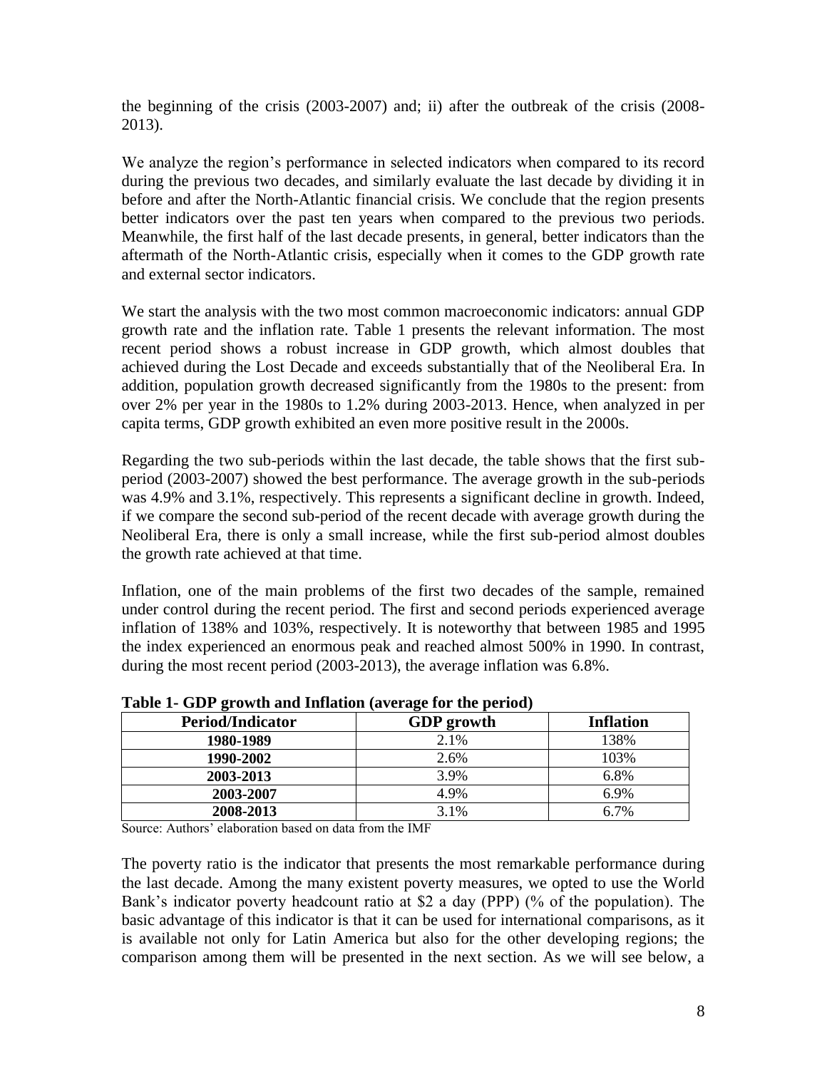the beginning of the crisis (2003-2007) and; ii) after the outbreak of the crisis (2008-2013).

We analyze the region's performance in selected indicators when compared to its record during the previous two decades, and similarly evaluate the last decade by dividing it in before and after the North-Atlantic financial crisis. We conclude that the region presents better indicators over the past ten years when compared to the previous two periods. Meanwhile, the first half of the last decade presents, in general, better indicators than the aftermath of the North-Atlantic crisis, especially when it comes to the GDP growth rate and external sector indicators.

We start the analysis with the two most common macroeconomic indicators: annual GDP growth rate and the inflation rate. Table 1 presents the relevant information. The most recent period shows a robust increase in GDP growth, which almost doubles that achieved during the Lost Decade and exceeds substantially that of the Neoliberal Era. In addition, population growth decreased significantly from the 1980s to the present: from over 2% per year in the 1980s to 1.2% during 2003-2013. Hence, when analyzed in per capita terms, GDP growth exhibited an even more positive result in the 2000s.

Regarding the two sub-periods within the last decade, the table shows that the first sub-period (2003-2007) showed the best performance. The average growth in the sub-periods was 4.9% and 3.1%, respectively. This represents a significant decline in growth. Indeed, if we compare the second sub-period of the recent decade with average growth during the Neoliberal Era, there is only a small increase, while the first sub-period almost doubles the growth rate achieved at that time.

Inflation, one of the main problems of the first two decades of the sample, remained under control during the recent period. The first and second periods experienced average inflation of 138% and 103%, respectively. It is noteworthy that between 1985 and 1995 the index experienced an enormous peak and reached almost 500% in 1990. In contrast, during the most recent period (2003-2013), the average inflation was 6.8%.

**Table 1- GDP growth and Inflation (average for the period)**

| Period/Indicator | GDP growth | Inflation |
|---|---|---|
| 1980-1989 | 2.1% | 138% |
| 1990-2002 | 2.6% | 103% |
| 2003-2013 | 3.9% | 6.8% |
| 2003-2007 | 4.9% | 6.9% |
| 2008-2013 | 3.1% | 6.7% |

Source: Authors' elaboration based on data from the IMF

The poverty ratio is the indicator that presents the most remarkable performance during the last decade. Among the many existent poverty measures, we opted to use the World Bank's indicator poverty headcount ratio at $2 a day (PPP) (% of the population). The basic advantage of this indicator is that it can be used for international comparisons, as it is available not only for Latin America but also for the other developing regions; the comparison among them will be presented in the next section. As we will see below, a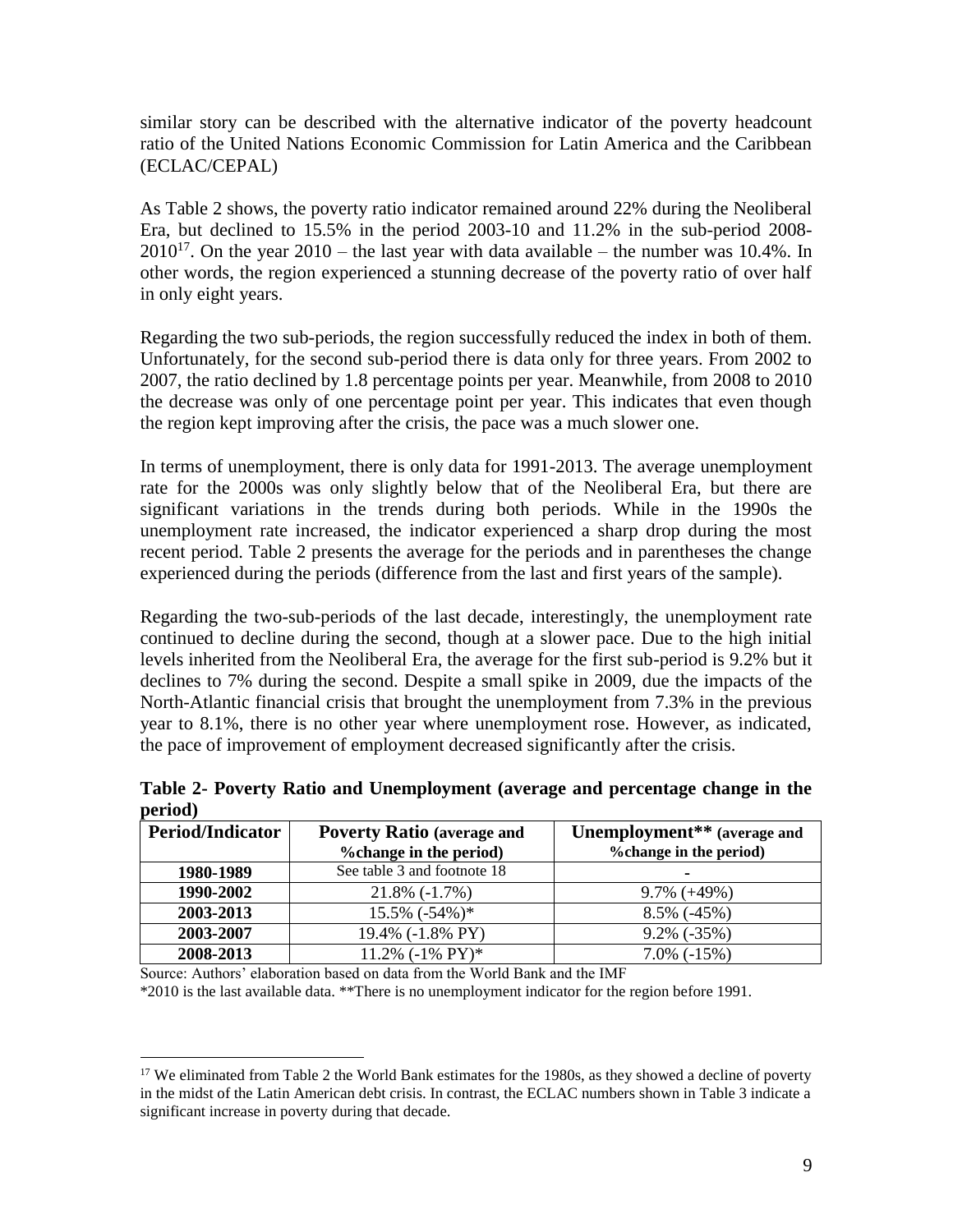similar story can be described with the alternative indicator of the poverty headcount ratio of the United Nations Economic Commission for Latin America and the Caribbean (ECLAC/CEPAL)

As Table 2 shows, the poverty ratio indicator remained around 22% during the Neoliberal Era, but declined to 15.5% in the period 2003-10 and 11.2% in the sub-period 2008-2010[17]. On the year 2010 – the last year with data available – the number was 10.4%. In other words, the region experienced a stunning decrease of the poverty ratio of over half in only eight years.

Regarding the two sub-periods, the region successfully reduced the index in both of them. Unfortunately, for the second sub-period there is data only for three years. From 2002 to 2007, the ratio declined by 1.8 percentage points per year. Meanwhile, from 2008 to 2010 the decrease was only of one percentage point per year. This indicates that even though the region kept improving after the crisis, the pace was a much slower one.

In terms of unemployment, there is only data for 1991-2013. The average unemployment rate for the 2000s was only slightly below that of the Neoliberal Era, but there are significant variations in the trends during both periods. While in the 1990s the unemployment rate increased, the indicator experienced a sharp drop during the most recent period. Table 2 presents the average for the periods and in parentheses the change experienced during the periods (difference from the last and first years of the sample).

Regarding the two-sub-periods of the last decade, interestingly, the unemployment rate continued to decline during the second, though at a slower pace. Due to the high initial levels inherited from the Neoliberal Era, the average for the first sub-period is 9.2% but it declines to 7% during the second. Despite a small spike in 2009, due the impacts of the North-Atlantic financial crisis that brought the unemployment from 7.3% in the previous year to 8.1%, there is no other year where unemployment rose. However, as indicated, the pace of improvement of employment decreased significantly after the crisis.

**Table 2- Poverty Ratio and Unemployment (average and percentage change in the period)**

| Period/Indicator | Poverty Ratio (average and %change in the period) | Unemployment** (average and %change in the period) |
|---|---|---|
| 1980-1989 | See table 3 and footnote 18 | - |
| 1990-2002 | 21.8% (-1.7%) | 9.7% (+49%) |
| 2003-2013 | 15.5% (-54%)* | 8.5% (-45%) |
| 2003-2007 | 19.4% (-1.8% PY) | 9.2% (-35%) |
| 2008-2013 | 11.2% (-1% PY)* | 7.0% (-15%) |

Source: Authors' elaboration based on data from the World Bank and the IMF

*2010 is the last available data. **There is no unemployment indicator for the region before 1991.

[17] We eliminated from Table 2 the World Bank estimates for the 1980s, as they showed a decline of poverty in the midst of the Latin American debt crisis. In contrast, the ECLAC numbers shown in Table 3 indicate a significant increase in poverty during that decade.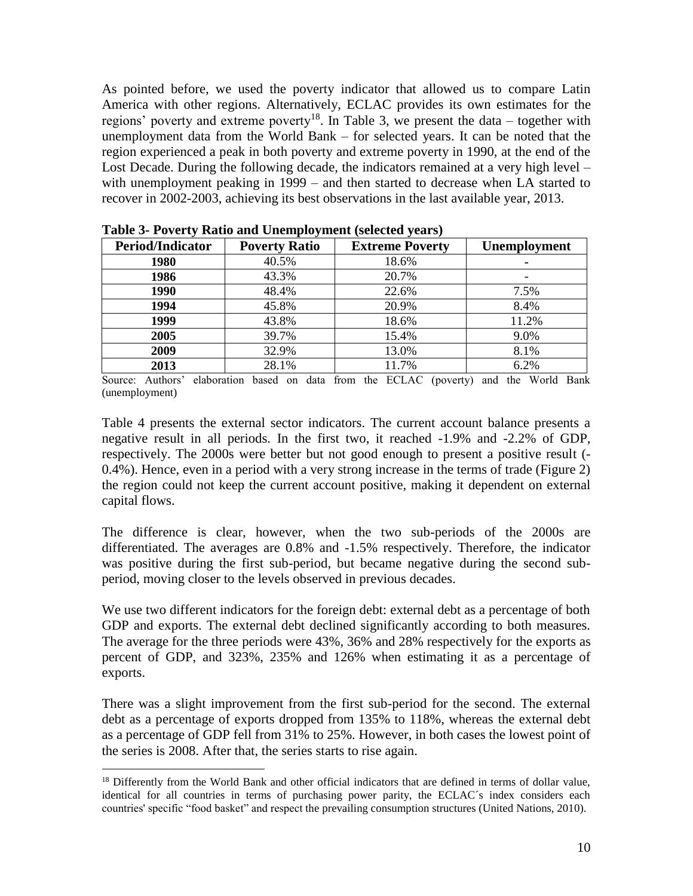As pointed before, we used the poverty indicator that allowed us to compare Latin America with other regions. Alternatively, ECLAC provides its own estimates for the regions' poverty and extreme poverty[18]. In Table 3, we present the data – together with unemployment data from the World Bank – for selected years. It can be noted that the region experienced a peak in both poverty and extreme poverty in 1990, at the end of the Lost Decade. During the following decade, the indicators remained at a very high level – with unemployment peaking in 1999 – and then started to decrease when LA started to recover in 2002-2003, achieving its best observations in the last available year, 2013.

**Table 3- Poverty Ratio and Unemployment (selected years)**

| Period/Indicator | Poverty Ratio | Extreme Poverty | Unemployment |
|---|---|---|---|
| **1980** | 40.5% | 18.6% | - |
| **1986** | 43.3% | 20.7% | - |
| **1990** | 48.4% | 22.6% | 7.5% |
| **1994** | 45.8% | 20.9% | 8.4% |
| **1999** | 43.8% | 18.6% | 11.2% |
| **2005** | 39.7% | 15.4% | 9.0% |
| **2009** | 32.9% | 13.0% | 8.1% |
| **2013** | 28.1% | 11.7% | 6.2% |

Source: Authors' elaboration based on data from the ECLAC (poverty) and the World Bank (unemployment)

Table 4 presents the external sector indicators. The current account balance presents a negative result in all periods. In the first two, it reached -1.9% and -2.2% of GDP, respectively. The 2000s were better but not good enough to present a positive result (-0.4%). Hence, even in a period with a very strong increase in the terms of trade (Figure 2) the region could not keep the current account positive, making it dependent on external capital flows.

The difference is clear, however, when the two sub-periods of the 2000s are differentiated. The averages are 0.8% and -1.5% respectively. Therefore, the indicator was positive during the first sub-period, but became negative during the second sub-period, moving closer to the levels observed in previous decades.

We use two different indicators for the foreign debt: external debt as a percentage of both GDP and exports. The external debt declined significantly according to both measures. The average for the three periods were 43%, 36% and 28% respectively for the exports as percent of GDP, and 323%, 235% and 126% when estimating it as a percentage of exports.

There was a slight improvement from the first sub-period for the second. The external debt as a percentage of exports dropped from 135% to 118%, whereas the external debt as a percentage of GDP fell from 31% to 25%. However, in both cases the lowest point of the series is 2008. After that, the series starts to rise again.

[18] Differently from the World Bank and other official indicators that are defined in terms of dollar value, identical for all countries in terms of purchasing power parity, the ECLAC´s index considers each countries' specific "food basket" and respect the prevailing consumption structures (United Nations, 2010).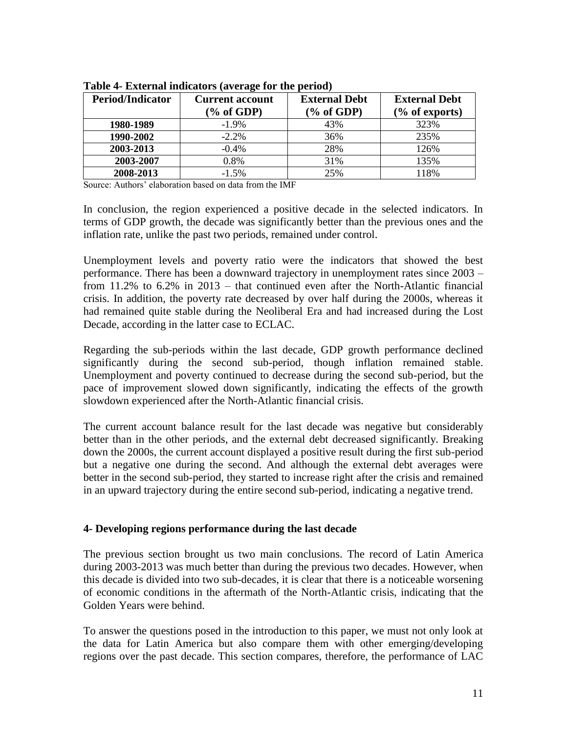**Table 4- External indicators (average for the period)**

| Period/Indicator | Current account (% of GDP) | External Debt (% of GDP) | External Debt (% of exports) |
|---|---|---|---|
| 1980-1989 | -1.9% | 43% | 323% |
| 1990-2002 | -2.2% | 36% | 235% |
| 2003-2013 | -0.4% | 28% | 126% |
| 2003-2007 | 0.8% | 31% | 135% |
| 2008-2013 | -1.5% | 25% | 118% |

Source: Authors' elaboration based on data from the IMF

In conclusion, the region experienced a positive decade in the selected indicators. In terms of GDP growth, the decade was significantly better than the previous ones and the inflation rate, unlike the past two periods, remained under control.

Unemployment levels and poverty ratio were the indicators that showed the best performance. There has been a downward trajectory in unemployment rates since 2003 – from 11.2% to 6.2% in 2013 – that continued even after the North-Atlantic financial crisis. In addition, the poverty rate decreased by over half during the 2000s, whereas it had remained quite stable during the Neoliberal Era and had increased during the Lost Decade, according in the latter case to ECLAC.

Regarding the sub-periods within the last decade, GDP growth performance declined significantly during the second sub-period, though inflation remained stable. Unemployment and poverty continued to decrease during the second sub-period, but the pace of improvement slowed down significantly, indicating the effects of the growth slowdown experienced after the North-Atlantic financial crisis.

The current account balance result for the last decade was negative but considerably better than in the other periods, and the external debt decreased significantly. Breaking down the 2000s, the current account displayed a positive result during the first sub-period but a negative one during the second. And although the external debt averages were better in the second sub-period, they started to increase right after the crisis and remained in an upward trajectory during the entire second sub-period, indicating a negative trend.

## 4- Developing regions performance during the last decade

The previous section brought us two main conclusions. The record of Latin America during 2003-2013 was much better than during the previous two decades. However, when this decade is divided into two sub-decades, it is clear that there is a noticeable worsening of economic conditions in the aftermath of the North-Atlantic crisis, indicating that the Golden Years were behind.

To answer the questions posed in the introduction to this paper, we must not only look at the data for Latin America but also compare them with other emerging/developing regions over the past decade. This section compares, therefore, the performance of LAC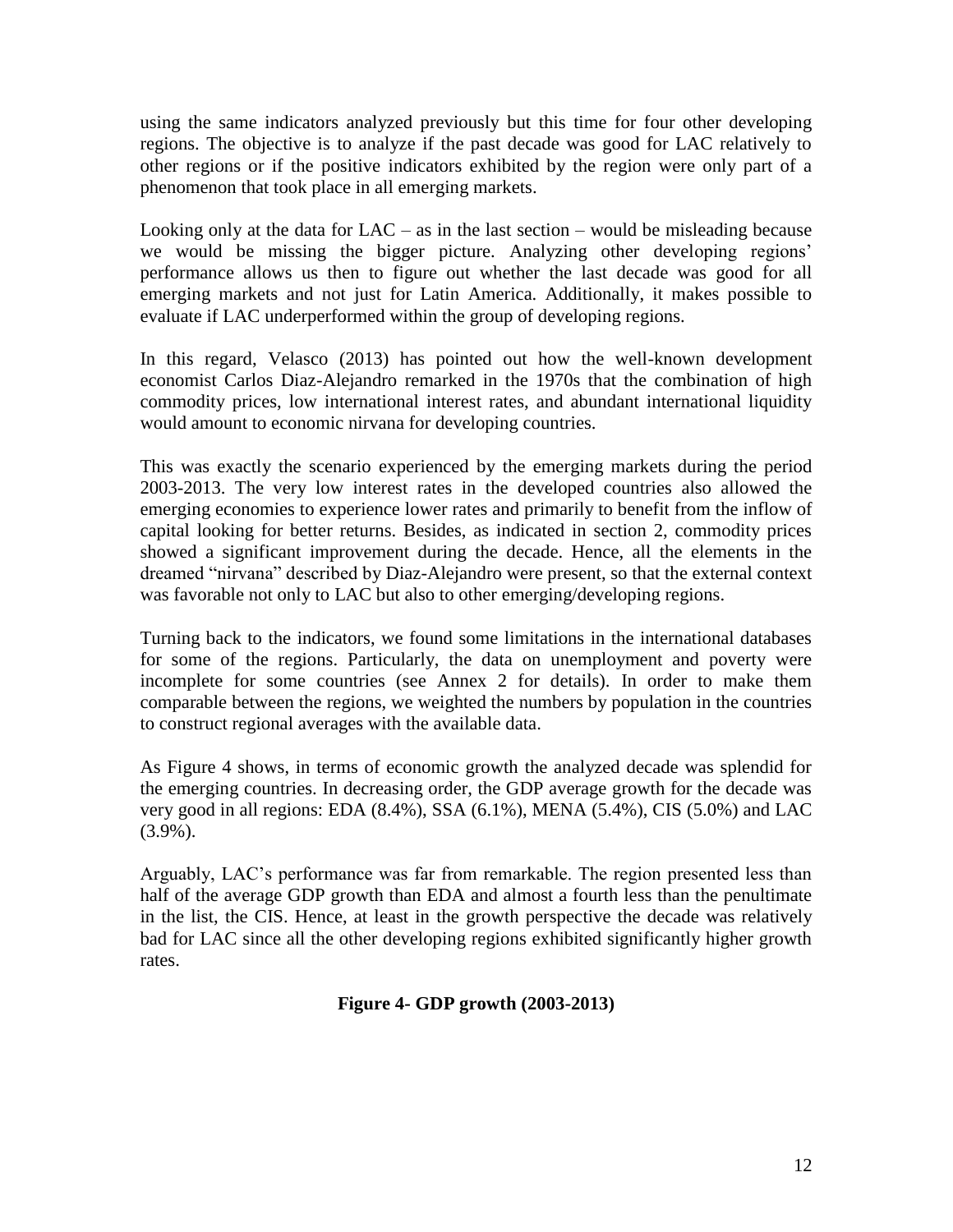using the same indicators analyzed previously but this time for four other developing regions. The objective is to analyze if the past decade was good for LAC relatively to other regions or if the positive indicators exhibited by the region were only part of a phenomenon that took place in all emerging markets.

Looking only at the data for LAC – as in the last section – would be misleading because we would be missing the bigger picture. Analyzing other developing regions' performance allows us then to figure out whether the last decade was good for all emerging markets and not just for Latin America. Additionally, it makes possible to evaluate if LAC underperformed within the group of developing regions.

In this regard, Velasco (2013) has pointed out how the well-known development economist Carlos Diaz-Alejandro remarked in the 1970s that the combination of high commodity prices, low international interest rates, and abundant international liquidity would amount to economic nirvana for developing countries.

This was exactly the scenario experienced by the emerging markets during the period 2003-2013. The very low interest rates in the developed countries also allowed the emerging economies to experience lower rates and primarily to benefit from the inflow of capital looking for better returns. Besides, as indicated in section 2, commodity prices showed a significant improvement during the decade. Hence, all the elements in the dreamed "nirvana" described by Diaz-Alejandro were present, so that the external context was favorable not only to LAC but also to other emerging/developing regions.

Turning back to the indicators, we found some limitations in the international databases for some of the regions. Particularly, the data on unemployment and poverty were incomplete for some countries (see Annex 2 for details). In order to make them comparable between the regions, we weighted the numbers by population in the countries to construct regional averages with the available data.

As Figure 4 shows, in terms of economic growth the analyzed decade was splendid for the emerging countries. In decreasing order, the GDP average growth for the decade was very good in all regions: EDA (8.4%), SSA (6.1%), MENA (5.4%), CIS (5.0%) and LAC (3.9%).

Arguably, LAC's performance was far from remarkable. The region presented less than half of the average GDP growth than EDA and almost a fourth less than the penultimate in the list, the CIS. Hence, at least in the growth perspective the decade was relatively bad for LAC since all the other developing regions exhibited significantly higher growth rates.

**Figure 4- GDP growth (2003-2013)**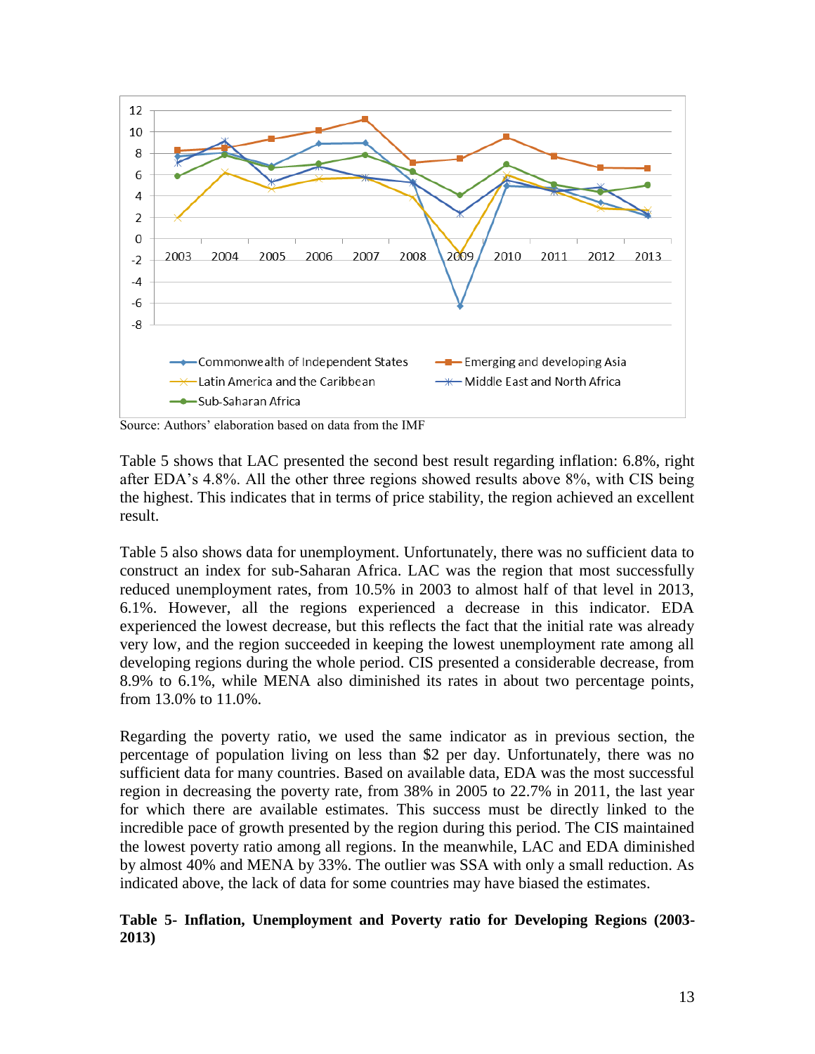12
10
8
6
4
2
0
-2
-4
-6
-8

2003 2004 2005 2006 2007 2008 2009 2010 2011 2012 2013

Commonwealth of Independent States
Emerging and developing Asia
Latin America and the Caribbean
Middle East and North Africa
Sub-Saharan Africa

Source: Authors' elaboration based on data from the IMF

Table 5 shows that LAC presented the second best result regarding inflation: 6.8%, right after EDA's 4.8%. All the other three regions showed results above 8%, with CIS being the highest. This indicates that in terms of price stability, the region achieved an excellent result.

Table 5 also shows data for unemployment. Unfortunately, there was no sufficient data to construct an index for sub-Saharan Africa. LAC was the region that most successfully reduced unemployment rates, from 10.5% in 2003 to almost half of that level in 2013, 6.1%. However, all the regions experienced a decrease in this indicator. EDA experienced the lowest decrease, but this reflects the fact that the initial rate was already very low, and the region succeeded in keeping the lowest unemployment rate among all developing regions during the whole period. CIS presented a considerable decrease, from 8.9% to 6.1%, while MENA also diminished its rates in about two percentage points, from 13.0% to 11.0%.

Regarding the poverty ratio, we used the same indicator as in previous section, the percentage of population living on less than $2 per day. Unfortunately, there was no sufficient data for many countries. Based on available data, EDA was the most successful region in decreasing the poverty rate, from 38% in 2005 to 22.7% in 2011, the last year for which there are available estimates. This success must be directly linked to the incredible pace of growth presented by the region during this period. The CIS maintained the lowest poverty ratio among all regions. In the meanwhile, LAC and EDA diminished by almost 40% and MENA by 33%. The outlier was SSA with only a small reduction. As indicated above, the lack of data for some countries may have biased the estimates.

**Table 5- Inflation, Unemployment and Poverty ratio for Developing Regions (2003-2013)**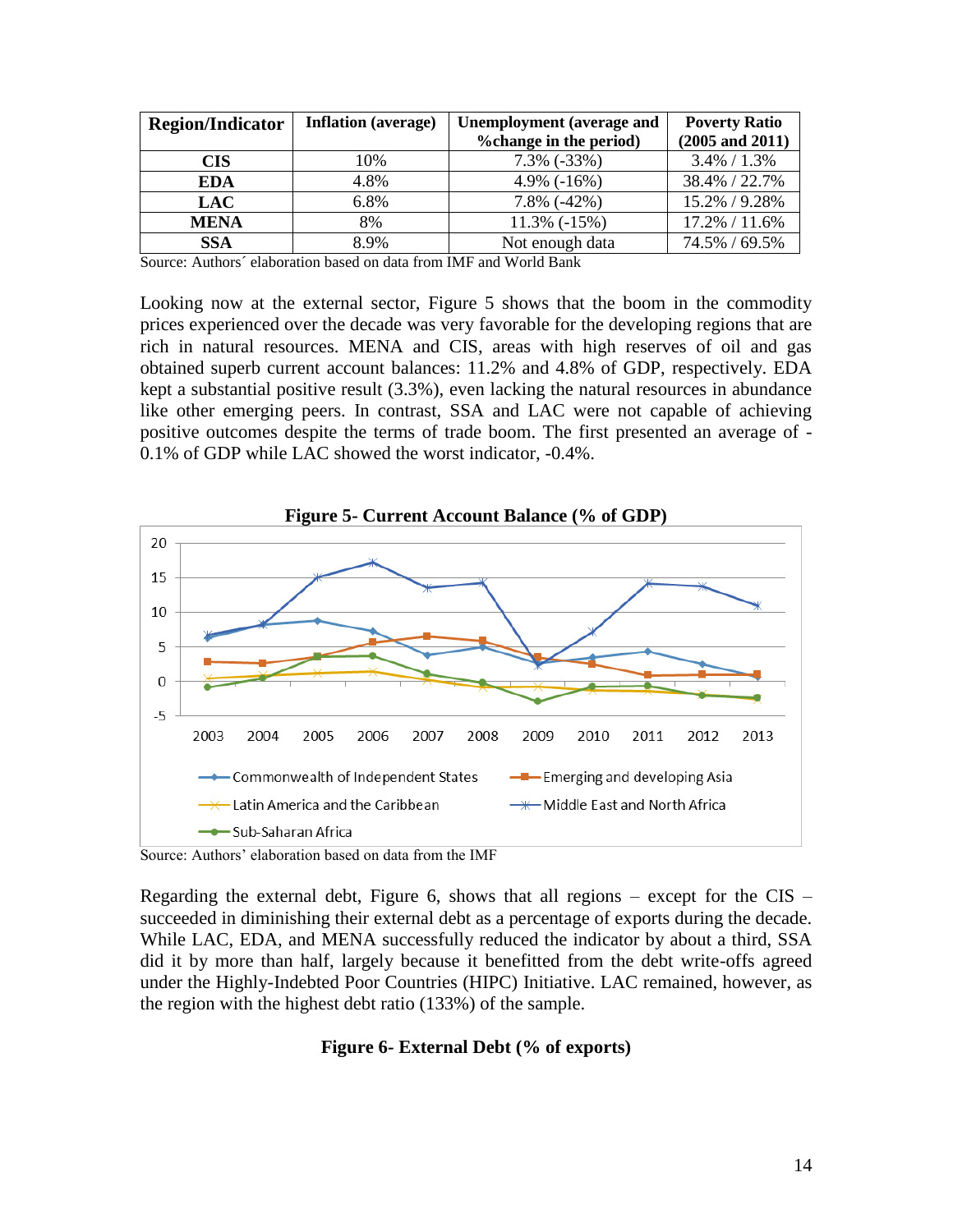| Region/Indicator | Inflation (average) | Unemployment (average and %change in the period) | Poverty Ratio (2005 and 2011) |
|---|---|---|---|
| **CIS** | 10% | 7.3% (-33%) | 3.4% / 1.3% |
| **EDA** | 4.8% | 4.9% (-16%) | 38.4% / 22.7% |
| **LAC** | 6.8% | 7.8% (-42%) | 15.2% / 9.28% |
| **MENA** | 8% | 11.3% (-15%) | 17.2% / 11.6% |
| **SSA** | 8.9% | Not enough data | 74.5% / 69.5% |

Source: Authors´ elaboration based on data from IMF and World Bank

Looking now at the external sector, Figure 5 shows that the boom in the commodity prices experienced over the decade was very favorable for the developing regions that are rich in natural resources. MENA and CIS, areas with high reserves of oil and gas obtained superb current account balances: 11.2% and 4.8% of GDP, respectively. EDA kept a substantial positive result (3.3%), even lacking the natural resources in abundance like other emerging peers. In contrast, SSA and LAC were not capable of achieving positive outcomes despite the terms of trade boom. The first presented an average of -0.1% of GDP while LAC showed the worst indicator, -0.4%.

**Figure 5- Current Account Balance (% of GDP)**

20
15
10
5
0
-5

2003 2004 2005 2006 2007 2008 2009 2010 2011 2012 2013

Commonwealth of Independent States
Emerging and developing Asia
Latin America and the Caribbean
Middle East and North Africa
Sub-Saharan Africa

Source: Authors' elaboration based on data from the IMF

Regarding the external debt, Figure 6, shows that all regions – except for the CIS – succeeded in diminishing their external debt as a percentage of exports during the decade. While LAC, EDA, and MENA successfully reduced the indicator by about a third, SSA did it by more than half, largely because it benefitted from the debt write-offs agreed under the Highly-Indebted Poor Countries (HIPC) Initiative. LAC remained, however, as the region with the highest debt ratio (133%) of the sample.

**Figure 6- External Debt (% of exports)**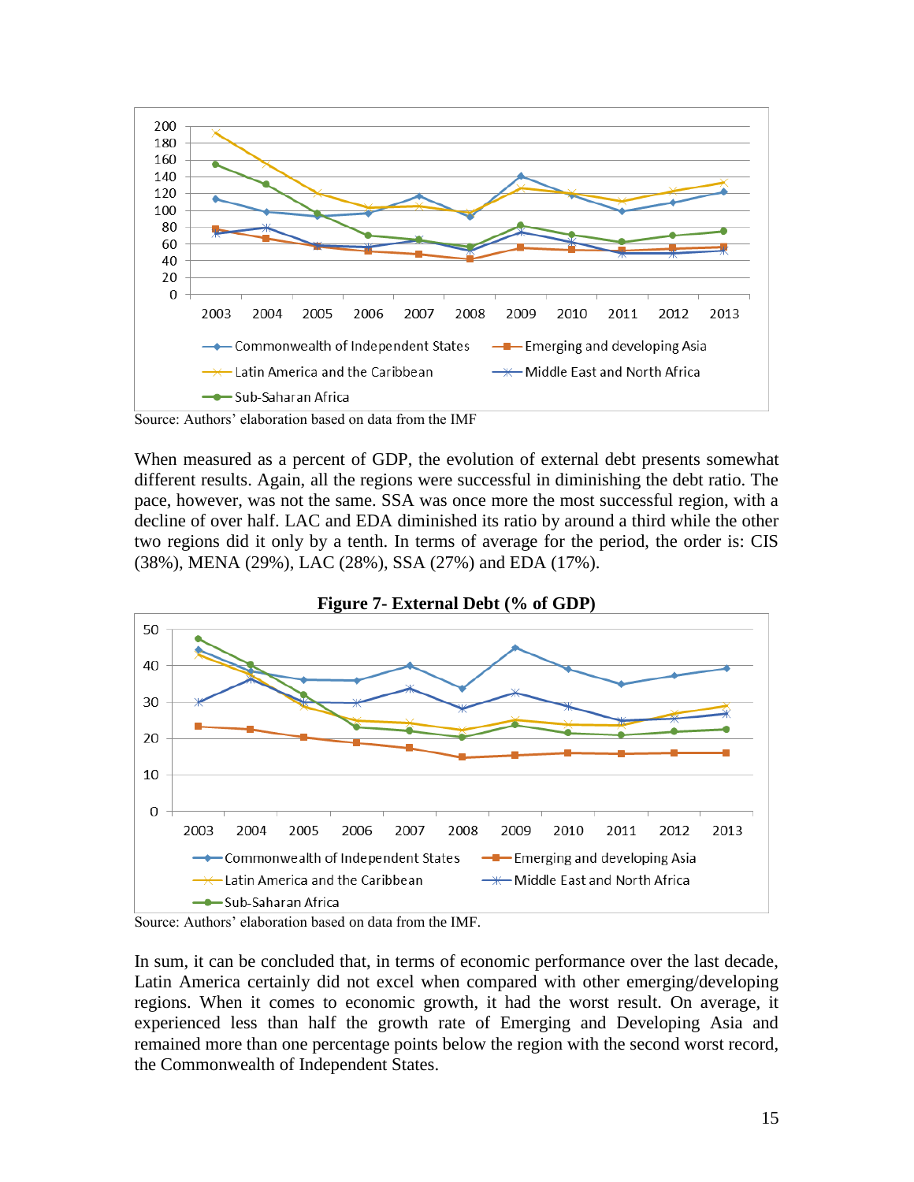200
180
160
140
120
100
80
60
40
20
0

2003 2004 2005 2006 2007 2008 2009 2010 2011 2012 2013

Commonwealth of Independent States
Emerging and developing Asia
Latin America and the Caribbean
Middle East and North Africa
Sub-Saharan Africa

Source: Authors' elaboration based on data from the IMF

When measured as a percent of GDP, the evolution of external debt presents somewhat different results. Again, all the regions were successful in diminishing the debt ratio. The pace, however, was not the same. SSA was once more the most successful region, with a decline of over half. LAC and EDA diminished its ratio by around a third while the other two regions did it only by a tenth. In terms of average for the period, the order is: CIS (38%), MENA (29%), LAC (28%), SSA (27%) and EDA (17%).

**Figure 7- External Debt (% of GDP)**

50
40
30
20
10
0

2003 2004 2005 2006 2007 2008 2009 2010 2011 2012 2013

Commonwealth of Independent States
Emerging and developing Asia
Latin America and the Caribbean
Middle East and North Africa
Sub-Saharan Africa

Source: Authors' elaboration based on data from the IMF.

In sum, it can be concluded that, in terms of economic performance over the last decade, Latin America certainly did not excel when compared with other emerging/developing regions. When it comes to economic growth, it had the worst result. On average, it experienced less than half the growth rate of Emerging and Developing Asia and remained more than one percentage points below the region with the second worst record, the Commonwealth of Independent States.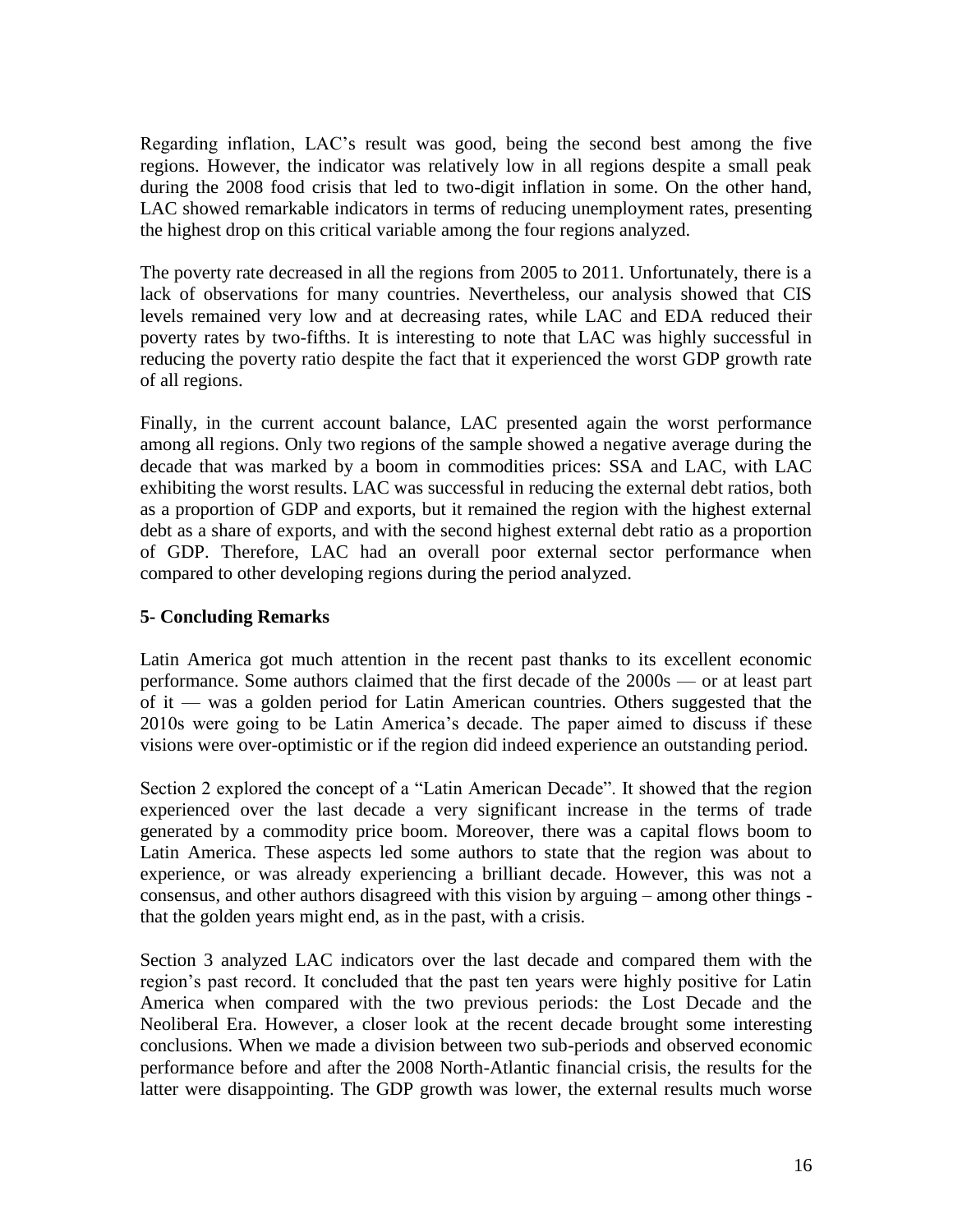Regarding inflation, LAC's result was good, being the second best among the five regions. However, the indicator was relatively low in all regions despite a small peak during the 2008 food crisis that led to two-digit inflation in some. On the other hand, LAC showed remarkable indicators in terms of reducing unemployment rates, presenting the highest drop on this critical variable among the four regions analyzed.

The poverty rate decreased in all the regions from 2005 to 2011. Unfortunately, there is a lack of observations for many countries. Nevertheless, our analysis showed that CIS levels remained very low and at decreasing rates, while LAC and EDA reduced their poverty rates by two-fifths. It is interesting to note that LAC was highly successful in reducing the poverty ratio despite the fact that it experienced the worst GDP growth rate of all regions.

Finally, in the current account balance, LAC presented again the worst performance among all regions. Only two regions of the sample showed a negative average during the decade that was marked by a boom in commodities prices: SSA and LAC, with LAC exhibiting the worst results. LAC was successful in reducing the external debt ratios, both as a proportion of GDP and exports, but it remained the region with the highest external debt as a share of exports, and with the second highest external debt ratio as a proportion of GDP. Therefore, LAC had an overall poor external sector performance when compared to other developing regions during the period analyzed.

## 5- Concluding Remarks

Latin America got much attention in the recent past thanks to its excellent economic performance. Some authors claimed that the first decade of the 2000s — or at least part of it — was a golden period for Latin American countries. Others suggested that the 2010s were going to be Latin America's decade. The paper aimed to discuss if these visions were over-optimistic or if the region did indeed experience an outstanding period.

Section 2 explored the concept of a "Latin American Decade". It showed that the region experienced over the last decade a very significant increase in the terms of trade generated by a commodity price boom. Moreover, there was a capital flows boom to Latin America. These aspects led some authors to state that the region was about to experience, or was already experiencing a brilliant decade. However, this was not a consensus, and other authors disagreed with this vision by arguing – among other things - that the golden years might end, as in the past, with a crisis.

Section 3 analyzed LAC indicators over the last decade and compared them with the region's past record. It concluded that the past ten years were highly positive for Latin America when compared with the two previous periods: the Lost Decade and the Neoliberal Era. However, a closer look at the recent decade brought some interesting conclusions. When we made a division between two sub-periods and observed economic performance before and after the 2008 North-Atlantic financial crisis, the results for the latter were disappointing. The GDP growth was lower, the external results much worse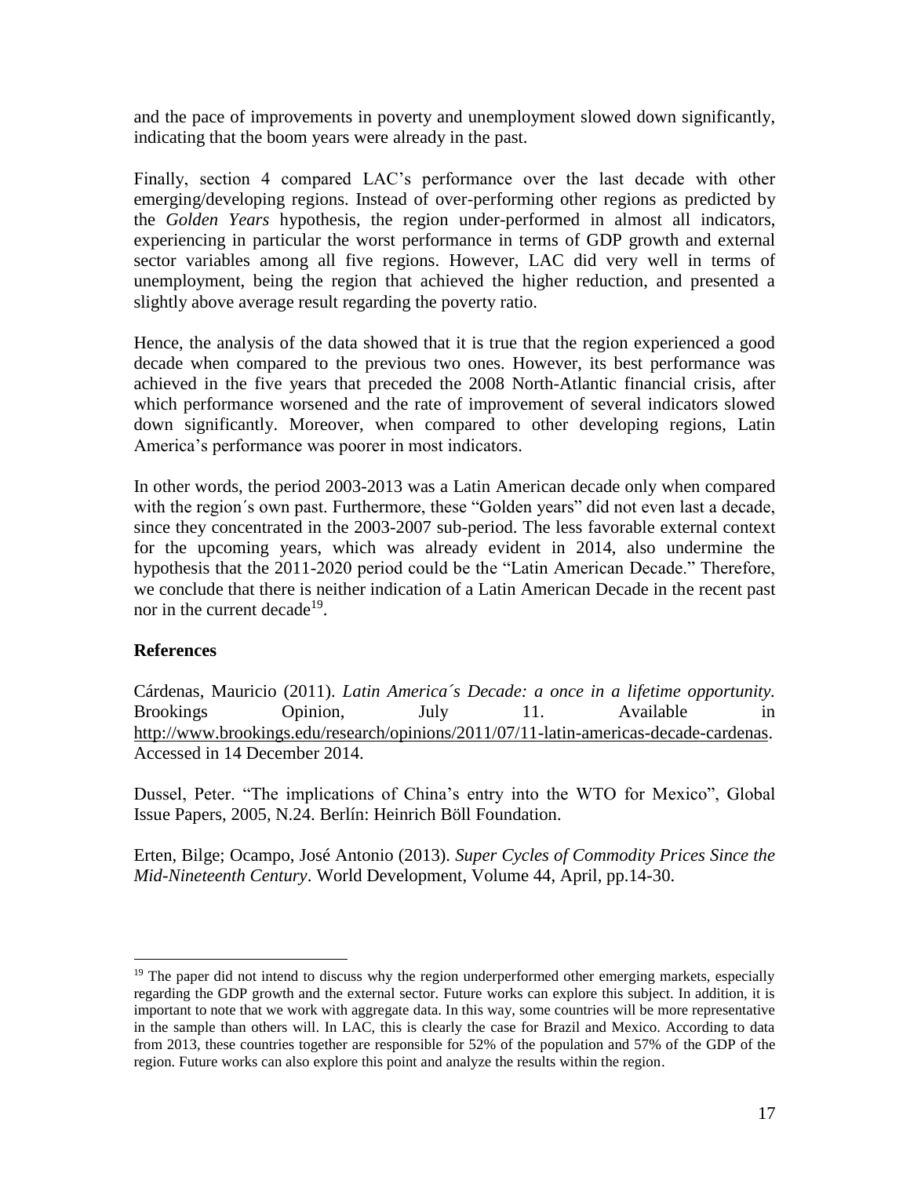and the pace of improvements in poverty and unemployment slowed down significantly, indicating that the boom years were already in the past.

Finally, section 4 compared LAC's performance over the last decade with other emerging/developing regions. Instead of over-performing other regions as predicted by the *Golden Years* hypothesis, the region under-performed in almost all indicators, experiencing in particular the worst performance in terms of GDP growth and external sector variables among all five regions. However, LAC did very well in terms of unemployment, being the region that achieved the higher reduction, and presented a slightly above average result regarding the poverty ratio.

Hence, the analysis of the data showed that it is true that the region experienced a good decade when compared to the previous two ones. However, its best performance was achieved in the five years that preceded the 2008 North-Atlantic financial crisis, after which performance worsened and the rate of improvement of several indicators slowed down significantly. Moreover, when compared to other developing regions, Latin America's performance was poorer in most indicators.

In other words, the period 2003-2013 was a Latin American decade only when compared with the region´s own past. Furthermore, these "Golden years" did not even last a decade, since they concentrated in the 2003-2007 sub-period. The less favorable external context for the upcoming years, which was already evident in 2014, also undermine the hypothesis that the 2011-2020 period could be the "Latin American Decade." Therefore, we conclude that there is neither indication of a Latin American Decade in the recent past nor in the current decade[19].

**References**

Cárdenas, Mauricio (2011). *Latin America´s Decade: a once in a lifetime opportunity.* Brookings Opinion, July 11. Available in http://www.brookings.edu/research/opinions/2011/07/11-latin-americas-decade-cardenas. Accessed in 14 December 2014.

Dussel, Peter. "The implications of China's entry into the WTO for Mexico", Global Issue Papers, 2005, N.24. Berlín: Heinrich Böll Foundation.

Erten, Bilge; Ocampo, José Antonio (2013). *Super Cycles of Commodity Prices Since the Mid-Nineteenth Century*. World Development, Volume 44, April, pp.14-30.

[19] The paper did not intend to discuss why the region underperformed other emerging markets, especially regarding the GDP growth and the external sector. Future works can explore this subject. In addition, it is important to note that we work with aggregate data. In this way, some countries will be more representative in the sample than others will. In LAC, this is clearly the case for Brazil and Mexico. According to data from 2013, these countries together are responsible for 52% of the population and 57% of the GDP of the region. Future works can also explore this point and analyze the results within the region.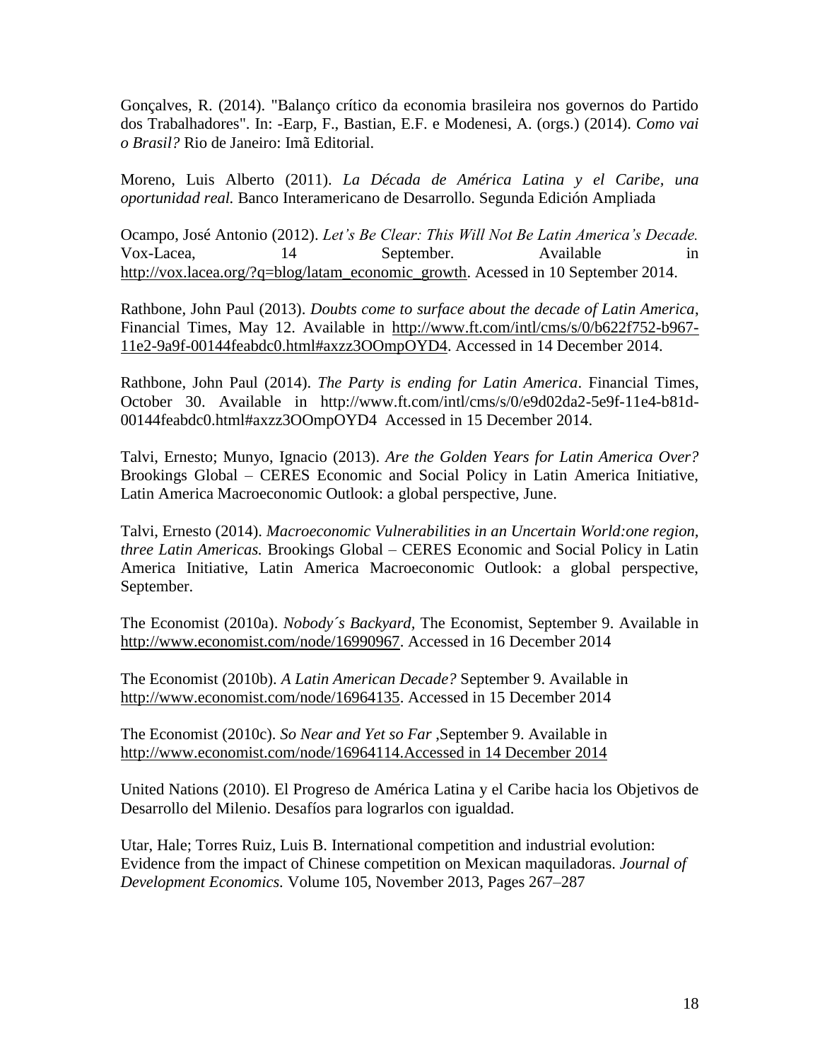Gonçalves, R. (2014). "Balanço crítico da economia brasileira nos governos do Partido dos Trabalhadores". In: -Earp, F., Bastian, E.F. e Modenesi, A. (orgs.) (2014). *Como vai o Brasil?* Rio de Janeiro: Imã Editorial.

Moreno, Luis Alberto (2011). *La Década de América Latina y el Caribe, una oportunidad real.* Banco Interamericano de Desarrollo. Segunda Edición Ampliada

Ocampo, José Antonio (2012). *Let's Be Clear: This Will Not Be Latin America's Decade.* Vox-Lacea, 14 September. Available in http://vox.lacea.org/?q=blog/latam_economic_growth. Acessed in 10 September 2014.

Rathbone, John Paul (2013). *Doubts come to surface about the decade of Latin America*, Financial Times, May 12. Available in http://www.ft.com/intl/cms/s/0/b622f752-b967-11e2-9a9f-00144feabdc0.html#axzz3OOmpOYD4. Accessed in 14 December 2014.

Rathbone, John Paul (2014). *The Party is ending for Latin America*. Financial Times, October 30. Available in http://www.ft.com/intl/cms/s/0/e9d02da2-5e9f-11e4-b81d-00144feabdc0.html#axzz3OOmpOYD4 Accessed in 15 December 2014.

Talvi, Ernesto; Munyo, Ignacio (2013). *Are the Golden Years for Latin America Over?* Brookings Global – CERES Economic and Social Policy in Latin America Initiative, Latin America Macroeconomic Outlook: a global perspective, June.

Talvi, Ernesto (2014). *Macroeconomic Vulnerabilities in an Uncertain World:one region, three Latin Americas.* Brookings Global – CERES Economic and Social Policy in Latin America Initiative, Latin America Macroeconomic Outlook: a global perspective, September.

The Economist (2010a). *Nobody´s Backyard*, The Economist, September 9. Available in http://www.economist.com/node/16990967. Accessed in 16 December 2014

The Economist (2010b). *A Latin American Decade?* September 9. Available in http://www.economist.com/node/16964135. Accessed in 15 December 2014

The Economist (2010c). *So Near and Yet so Far* ,September 9. Available in http://www.economist.com/node/16964114.Accessed in 14 December 2014

United Nations (2010). El Progreso de América Latina y el Caribe hacia los Objetivos de Desarrollo del Milenio. Desafíos para lograrlos con igualdad.

Utar, Hale; Torres Ruiz, Luis B. International competition and industrial evolution: Evidence from the impact of Chinese competition on Mexican maquiladoras. *Journal of Development Economics.* Volume 105, November 2013, Pages 267–287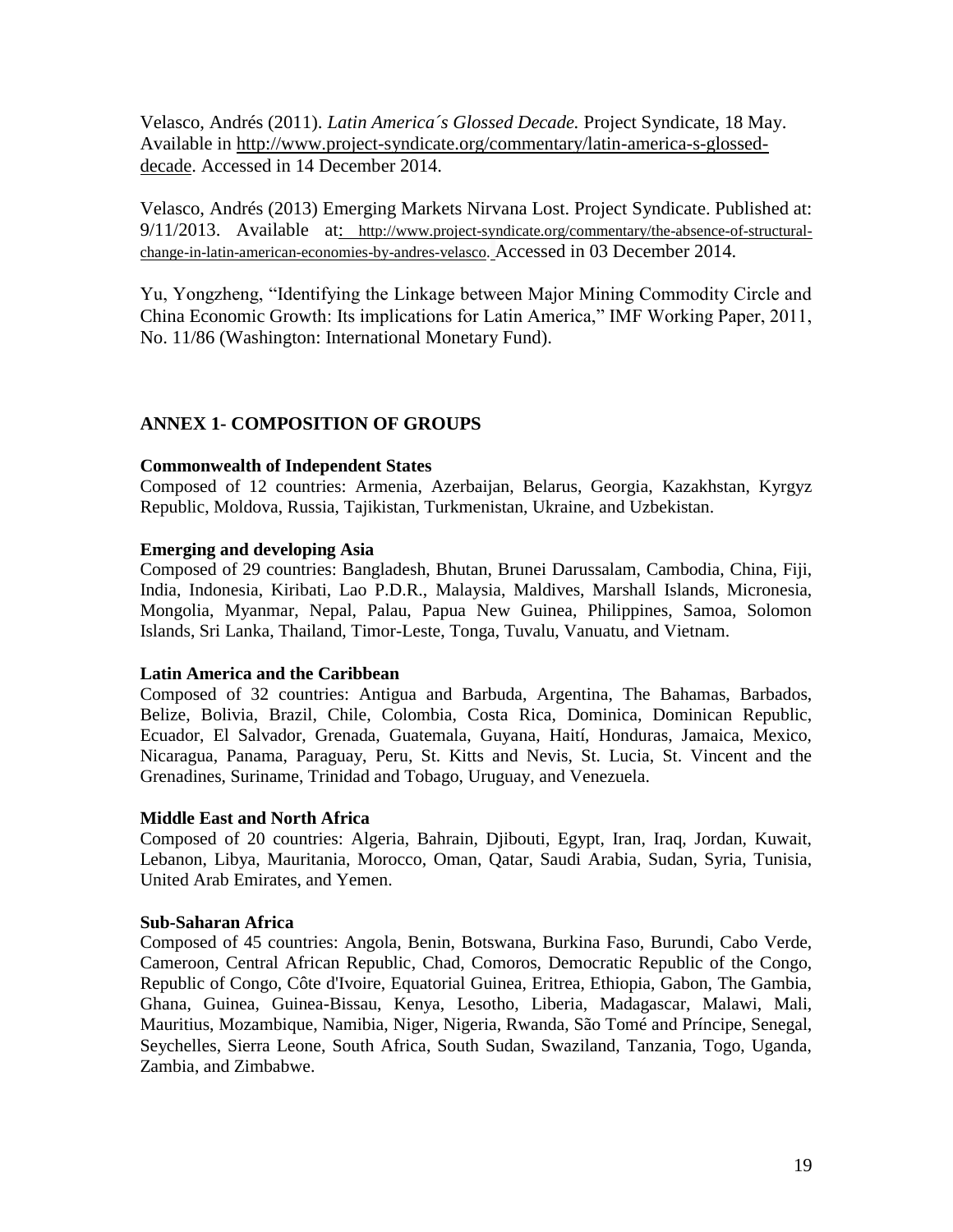Velasco, Andrés (2011). *Latin America´s Glossed Decade.* Project Syndicate, 18 May. Available in http://www.project-syndicate.org/commentary/latin-america-s-glossed-decade. Accessed in 14 December 2014.

Velasco, Andrés (2013) Emerging Markets Nirvana Lost. Project Syndicate. Published at: 9/11/2013. Available at: http://www.project-syndicate.org/commentary/the-absence-of-structural-change-in-latin-american-economies-by-andres-velasco. Accessed in 03 December 2014.

Yu, Yongzheng, "Identifying the Linkage between Major Mining Commodity Circle and China Economic Growth: Its implications for Latin America," IMF Working Paper, 2011, No. 11/86 (Washington: International Monetary Fund).

## ANNEX 1- COMPOSITION OF GROUPS

**Commonwealth of Independent States**

Composed of 12 countries: Armenia, Azerbaijan, Belarus, Georgia, Kazakhstan, Kyrgyz Republic, Moldova, Russia, Tajikistan, Turkmenistan, Ukraine, and Uzbekistan.

**Emerging and developing Asia**

Composed of 29 countries: Bangladesh, Bhutan, Brunei Darussalam, Cambodia, China, Fiji, India, Indonesia, Kiribati, Lao P.D.R., Malaysia, Maldives, Marshall Islands, Micronesia, Mongolia, Myanmar, Nepal, Palau, Papua New Guinea, Philippines, Samoa, Solomon Islands, Sri Lanka, Thailand, Timor-Leste, Tonga, Tuvalu, Vanuatu, and Vietnam.

**Latin America and the Caribbean**

Composed of 32 countries: Antigua and Barbuda, Argentina, The Bahamas, Barbados, Belize, Bolivia, Brazil, Chile, Colombia, Costa Rica, Dominica, Dominican Republic, Ecuador, El Salvador, Grenada, Guatemala, Guyana, Haití, Honduras, Jamaica, Mexico, Nicaragua, Panama, Paraguay, Peru, St. Kitts and Nevis, St. Lucia, St. Vincent and the Grenadines, Suriname, Trinidad and Tobago, Uruguay, and Venezuela.

**Middle East and North Africa**

Composed of 20 countries: Algeria, Bahrain, Djibouti, Egypt, Iran, Iraq, Jordan, Kuwait, Lebanon, Libya, Mauritania, Morocco, Oman, Qatar, Saudi Arabia, Sudan, Syria, Tunisia, United Arab Emirates, and Yemen.

**Sub-Saharan Africa**

Composed of 45 countries: Angola, Benin, Botswana, Burkina Faso, Burundi, Cabo Verde, Cameroon, Central African Republic, Chad, Comoros, Democratic Republic of the Congo, Republic of Congo, Côte d'Ivoire, Equatorial Guinea, Eritrea, Ethiopia, Gabon, The Gambia, Ghana, Guinea, Guinea-Bissau, Kenya, Lesotho, Liberia, Madagascar, Malawi, Mali, Mauritius, Mozambique, Namibia, Niger, Nigeria, Rwanda, São Tomé and Príncipe, Senegal, Seychelles, Sierra Leone, South Africa, South Sudan, Swaziland, Tanzania, Togo, Uganda, Zambia, and Zimbabwe.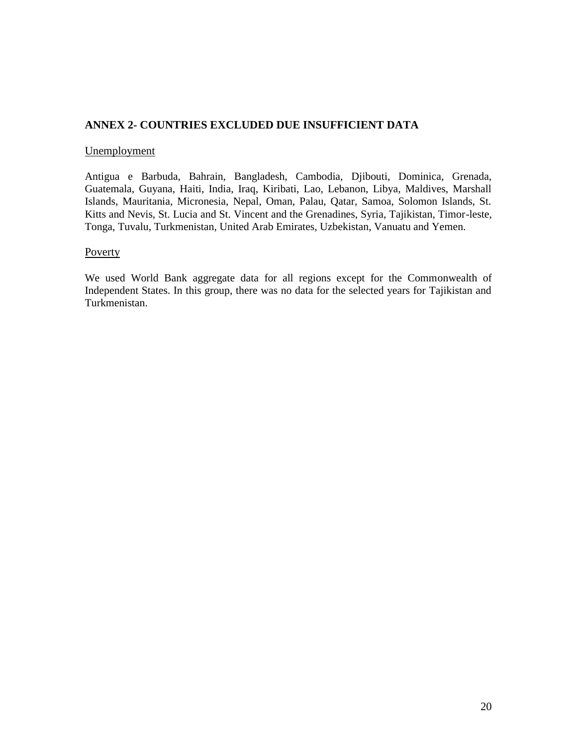## ANNEX 2- COUNTRIES EXCLUDED DUE INSUFFICIENT DATA

### Unemployment

Antigua e Barbuda, Bahrain, Bangladesh, Cambodia, Djibouti, Dominica, Grenada, Guatemala, Guyana, Haiti, India, Iraq, Kiribati, Lao, Lebanon, Libya, Maldives, Marshall Islands, Mauritania, Micronesia, Nepal, Oman, Palau, Qatar, Samoa, Solomon Islands, St. Kitts and Nevis, St. Lucia and St. Vincent and the Grenadines, Syria, Tajikistan, Timor-leste, Tonga, Tuvalu, Turkmenistan, United Arab Emirates, Uzbekistan, Vanuatu and Yemen.

### Poverty

We used World Bank aggregate data for all regions except for the Commonwealth of Independent States. In this group, there was no data for the selected years for Tajikistan and Turkmenistan.